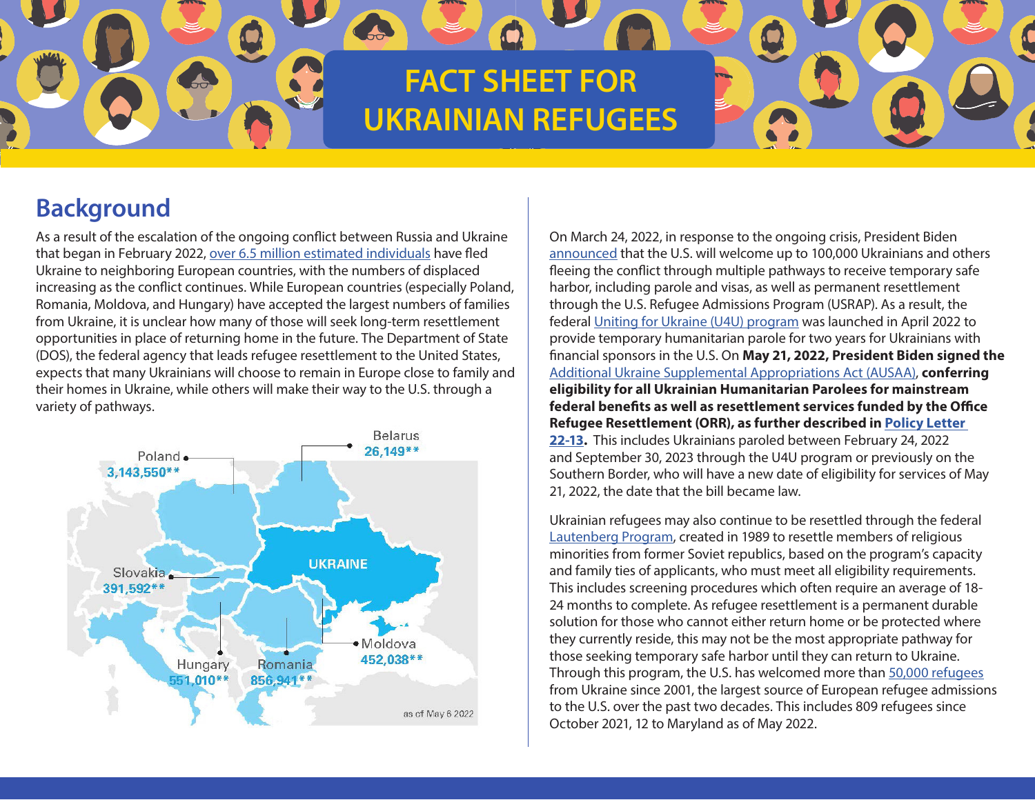# FACT SHEET FOR UKRAINIAN REFUGEES

## Background

As a result of the escalation of the ongoing conflict between Russia and Ukraine that began in February 2022, over 6.5 million estimated individuals have fled Ukraine to neighboring European countries, with the numbers of displaced increasing as the conflict continues. While European countries (especially Poland, Romania, Moldova, and Hungary) have accepted the largest numbers of families from Ukraine, it is unclear how many of those will seek long-term resettlement opportunities in place of returning home in the future. The Department of State (DOS), the federal agency that leads refugee resettlement to the United States, expects that many Ukrainians will choose to remain in Europe close to family and their homes in Ukraine, while others will make their way to the U.S. through a variety of pathways.

Poland 3,143,550**
Belarus 26,149**
Slovakia 391,592**
UKRAINE
Moldova 452,038**
Hungary 551,010**
Romania 856,941**
as of May 6 2022

On March 24, 2022, in response to the ongoing crisis, President Biden announced that the U.S. will welcome up to 100,000 Ukrainians and others fleeing the conflict through multiple pathways to receive temporary safe harbor, including parole and visas, as well as permanent resettlement through the U.S. Refugee Admissions Program (USRAP). As a result, the federal Uniting for Ukraine (U4U) program was launched in April 2022 to provide temporary humanitarian parole for two years for Ukrainians with financial sponsors in the U.S. On **May 21, 2022, President Biden signed the** Additional Ukraine Supplemental Appropriations Act (AUSAA), **conferring eligibility for all Ukrainian Humanitarian Parolees for mainstream federal benefits as well as resettlement services funded by the Office Refugee Resettlement (ORR), as further described in Policy Letter 22-13.** This includes Ukrainians paroled between February 24, 2022 and September 30, 2023 through the U4U program or previously on the Southern Border, who will have a new date of eligibility for services of May 21, 2022, the date that the bill became law.

Ukrainian refugees may also continue to be resettled through the federal Lautenberg Program, created in 1989 to resettle members of religious minorities from former Soviet republics, based on the program's capacity and family ties of applicants, who must meet all eligibility requirements. This includes screening procedures which often require an average of 18-24 months to complete. As refugee resettlement is a permanent durable solution for those who cannot either return home or be protected where they currently reside, this may not be the most appropriate pathway for those seeking temporary safe harbor until they can return to Ukraine. Through this program, the U.S. has welcomed more than 50,000 refugees from Ukraine since 2001, the largest source of European refugee admissions to the U.S. over the past two decades. This includes 809 refugees since October 2021, 12 to Maryland as of May 2022.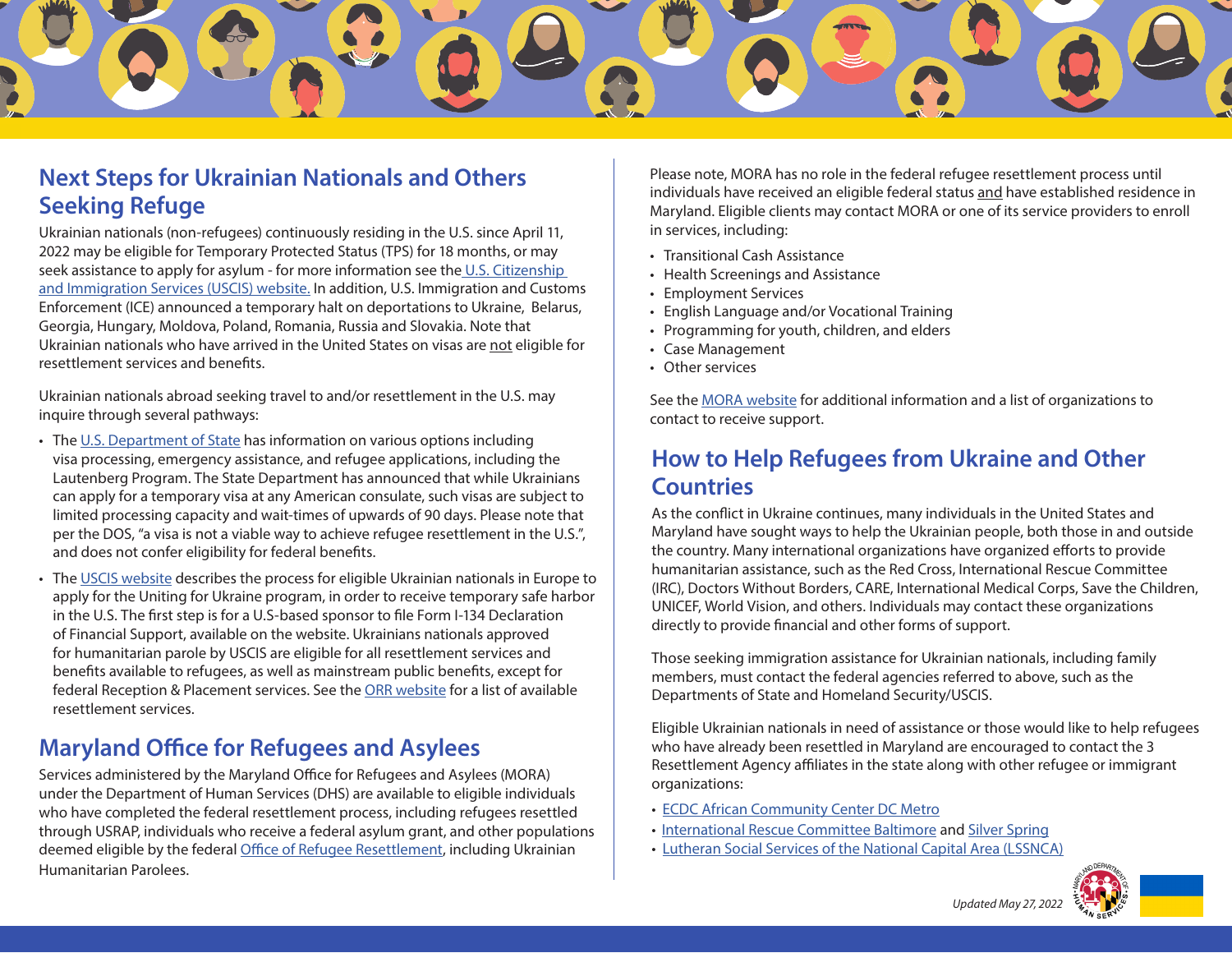## Next Steps for Ukrainian Nationals and Others Seeking Refuge

Ukrainian nationals (non-refugees) continuously residing in the U.S. since April 11, 2022 may be eligible for Temporary Protected Status (TPS) for 18 months, or may seek assistance to apply for asylum - for more information see the U.S. Citizenship and Immigration Services (USCIS) website. In addition, U.S. Immigration and Customs Enforcement (ICE) announced a temporary halt on deportations to Ukraine, Belarus, Georgia, Hungary, Moldova, Poland, Romania, Russia and Slovakia. Note that Ukrainian nationals who have arrived in the United States on visas are not eligible for resettlement services and benefits.

Ukrainian nationals abroad seeking travel to and/or resettlement in the U.S. may inquire through several pathways:

- The U.S. Department of State has information on various options including visa processing, emergency assistance, and refugee applications, including the Lautenberg Program. The State Department has announced that while Ukrainians can apply for a temporary visa at any American consulate, such visas are subject to limited processing capacity and wait-times of upwards of 90 days. Please note that per the DOS, "a visa is not a viable way to achieve refugee resettlement in the U.S.", and does not confer eligibility for federal benefits.
- The USCIS website describes the process for eligible Ukrainian nationals in Europe to apply for the Uniting for Ukraine program, in order to receive temporary safe harbor in the U.S. The first step is for a U.S-based sponsor to file Form I-134 Declaration of Financial Support, available on the website. Ukrainians nationals approved for humanitarian parole by USCIS are eligible for all resettlement services and benefits available to refugees, as well as mainstream public benefits, except for federal Reception & Placement services. See the ORR website for a list of available resettlement services.

## Maryland Office for Refugees and Asylees

Services administered by the Maryland Office for Refugees and Asylees (MORA) under the Department of Human Services (DHS) are available to eligible individuals who have completed the federal resettlement process, including refugees resettled through USRAP, individuals who receive a federal asylum grant, and other populations deemed eligible by the federal Office of Refugee Resettlement, including Ukrainian Humanitarian Parolees.

Please note, MORA has no role in the federal refugee resettlement process until individuals have received an eligible federal status and have established residence in Maryland. Eligible clients may contact MORA or one of its service providers to enroll in services, including:

- Transitional Cash Assistance
- Health Screenings and Assistance
- Employment Services
- English Language and/or Vocational Training
- Programming for youth, children, and elders
- Case Management
- Other services

See the MORA website for additional information and a list of organizations to contact to receive support.

## How to Help Refugees from Ukraine and Other Countries

As the conflict in Ukraine continues, many individuals in the United States and Maryland have sought ways to help the Ukrainian people, both those in and outside the country. Many international organizations have organized efforts to provide humanitarian assistance, such as the Red Cross, International Rescue Committee (IRC), Doctors Without Borders, CARE, International Medical Corps, Save the Children, UNICEF, World Vision, and others. Individuals may contact these organizations directly to provide financial and other forms of support.

Those seeking immigration assistance for Ukrainian nationals, including family members, must contact the federal agencies referred to above, such as the Departments of State and Homeland Security/USCIS.

Eligible Ukrainian nationals in need of assistance or those would like to help refugees who have already been resettled in Maryland are encouraged to contact the 3 Resettlement Agency affiliates in the state along with other refugee or immigrant organizations:

- ECDC African Community Center DC Metro
- International Rescue Committee Baltimore and Silver Spring
- Lutheran Social Services of the National Capital Area (LSSNCA)

*Updated May 27, 2022*